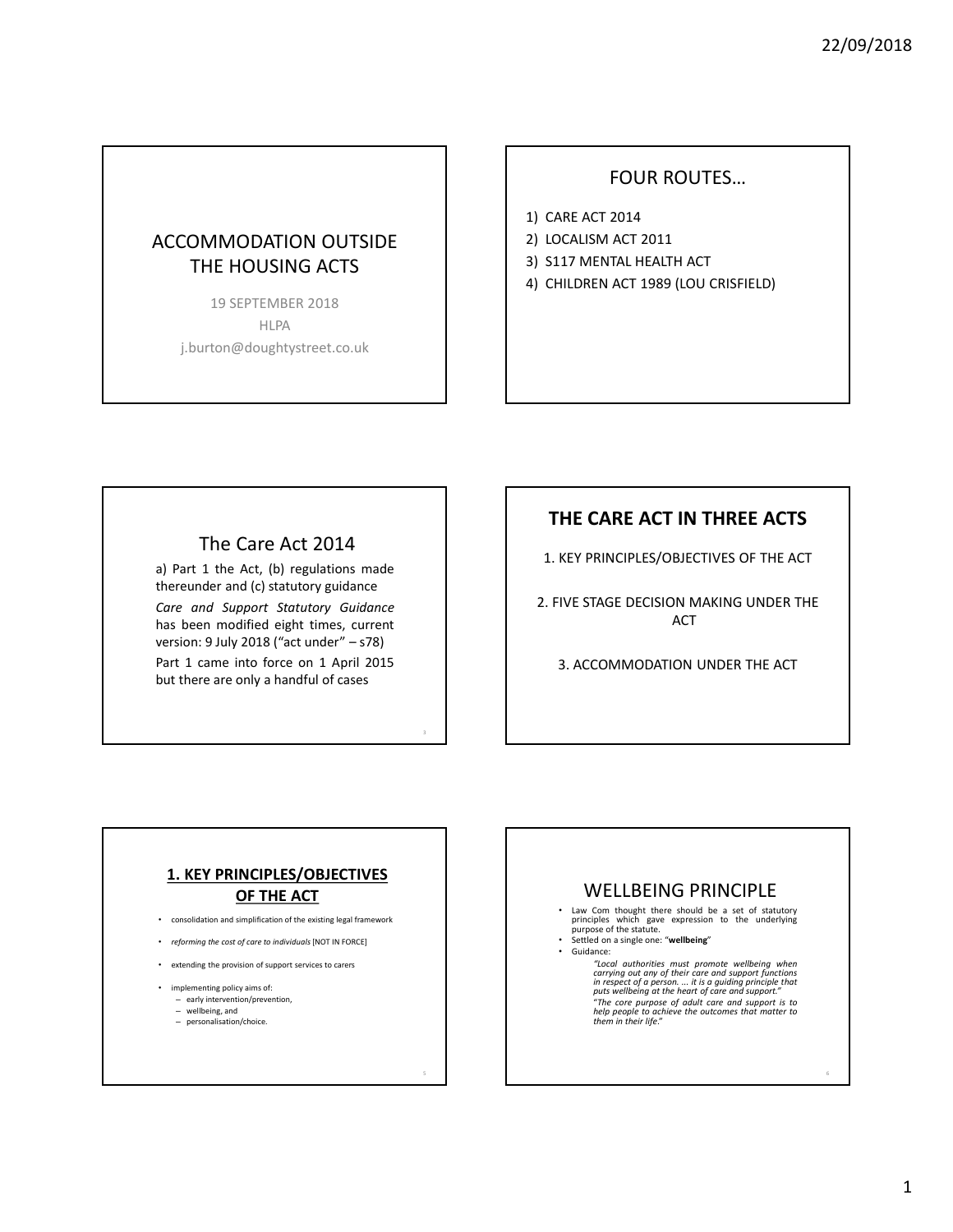# ACCOMMODATION OUTSIDE THE HOUSING ACTS

19 SEPTEMBER 2018

HLPA

j.burton@doughtystreet.co.uk

## FOUR ROUTES…

1) CARE ACT 2014
2) LOCALISM ACT 2011
3) S117 MENTAL HEALTH ACT
4) CHILDREN ACT 1989 (LOU CRISFIELD)

## The Care Act 2014

a) Part 1 the Act, (b) regulations made thereunder and (c) statutory guidance

*Care and Support Statutory Guidance* has been modified eight times, current version: 9 July 2018 ("act under" – s78)

Part 1 came into force on 1 April 2015 but there are only a handful of cases

## THE CARE ACT IN THREE ACTS

1. KEY PRINCIPLES/OBJECTIVES OF THE ACT

2. FIVE STAGE DECISION MAKING UNDER THE ACT

3. ACCOMMODATION UNDER THE ACT

## 1. KEY PRINCIPLES/OBJECTIVES OF THE ACT

- consolidation and simplification of the existing legal framework
- *reforming the cost of care to individuals* [NOT IN FORCE]
- extending the provision of support services to carers
- implementing policy aims of:
  - early intervention/prevention,
  - wellbeing, and
  - personalisation/choice.

## WELLBEING PRINCIPLE

- Law Com thought there should be a set of statutory principles which gave expression to the underlying purpose of the statute.
- Settled on a single one: "**wellbeing**"
- Guidance:

  *"Local authorities must promote wellbeing when carrying out any of their care and support functions in respect of a person. ... it is a guiding principle that puts wellbeing at the heart of care and support."*

  "*The core purpose of adult care and support is to help people to achieve the outcomes that matter to them in their life.*"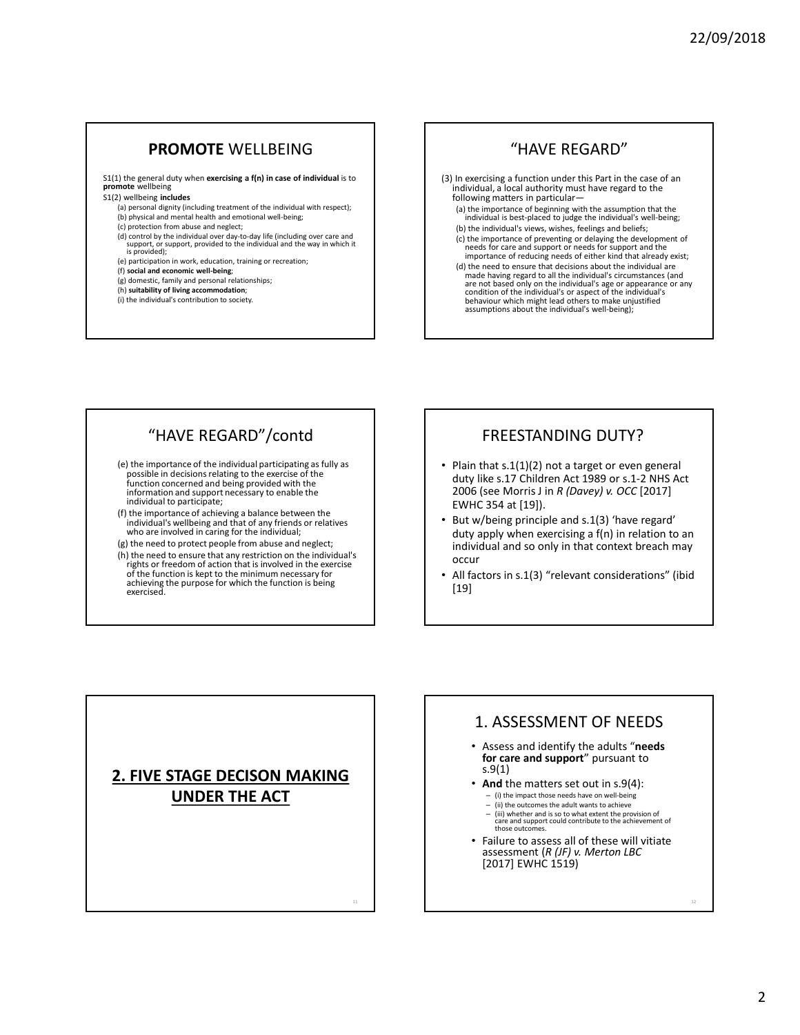## **PROMOTE** WELLBEING

S1(1) the general duty when **exercising a f(n) in case of individual** is to **promote** wellbeing

S1(2) wellbeing **includes**

- (a) personal dignity (including treatment of the individual with respect);
- (b) physical and mental health and emotional well-being;
- (c) protection from abuse and neglect;
- (d) control by the individual over day-to-day life (including over care and support, or support, provided to the individual and the way in which it is provided);
- (e) participation in work, education, training or recreation;
- (f) **social and economic well-being**;
- (g) domestic, family and personal relationships;
- (h) **suitability of living accommodation**;
- (i) the individual's contribution to society.

## "HAVE REGARD"

(3) In exercising a function under this Part in the case of an individual, a local authority must have regard to the following matters in particular—

- (a) the importance of beginning with the assumption that the individual is best-placed to judge the individual's well-being;
- (b) the individual's views, wishes, feelings and beliefs;
- (c) the importance of preventing or delaying the development of needs for care and support or needs for support and the importance of reducing needs of either kind that already exist;
- (d) the need to ensure that decisions about the individual are made having regard to all the individual's circumstances (and are not based only on the individual's age or appearance or any condition of the individual's or aspect of the individual's behaviour which might lead others to make unjustified assumptions about the individual's well-being);

## "HAVE REGARD"/contd

- (e) the importance of the individual participating as fully as possible in decisions relating to the exercise of the function concerned and being provided with the information and support necessary to enable the individual to participate;
- (f) the importance of achieving a balance between the individual's wellbeing and that of any friends or relatives who are involved in caring for the individual;
- (g) the need to protect people from abuse and neglect;
- (h) the need to ensure that any restriction on the individual's rights or freedom of action that is involved in the exercise of the function is kept to the minimum necessary for achieving the purpose for which the function is being exercised.

## FREESTANDING DUTY?

- Plain that s.1(1)(2) not a target or even general duty like s.17 Children Act 1989 or s.1-2 NHS Act 2006 (see Morris J in *R (Davey) v. OCC* [2017] EWHC 354 at [19]).
- But w/being principle and s.1(3) 'have regard' duty apply when exercising a f(n) in relation to an individual and so only in that context breach may occur
- All factors in s.1(3) "relevant considerations" (ibid [19]

## **2. FIVE STAGE DECISON MAKING UNDER THE ACT**

## 1. ASSESSMENT OF NEEDS

- Assess and identify the adults "**needs for care and support**" pursuant to s.9(1)
- **And** the matters set out in s.9(4):
  - (i) the impact those needs have on well-being
  - (ii) the outcomes the adult wants to achieve
  - (iii) whether and is so to what extent the provision of care and support could contribute to the achievement of those outcomes.
- Failure to assess all of these will vitiate assessment (*R (JF) v. Merton LBC* [2017] EWHC 1519)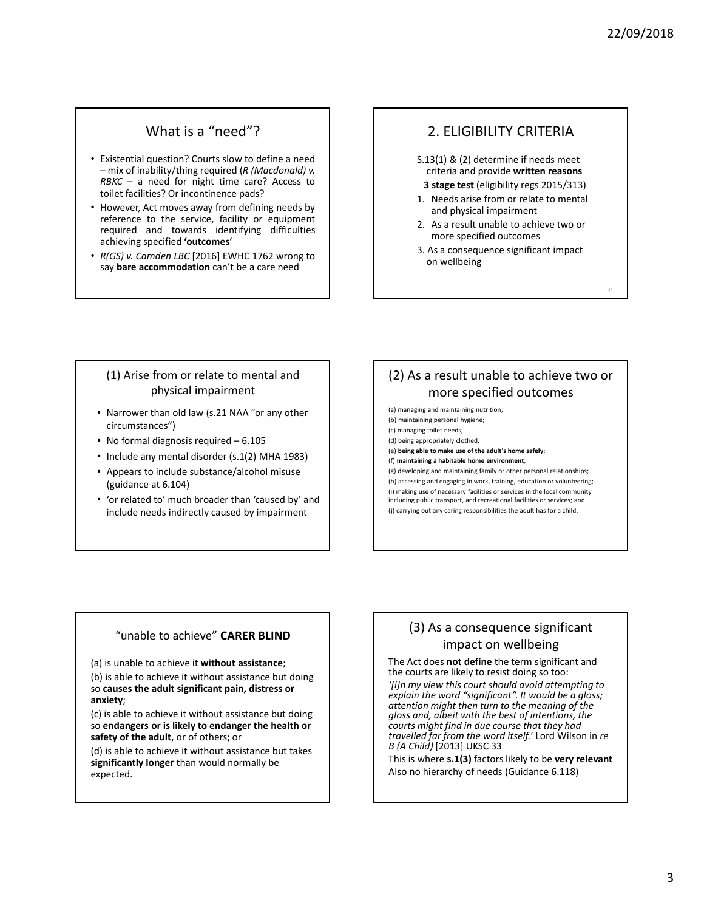## What is a "need"?

- Existential question? Courts slow to define a need – mix of inability/thing required (*R (Macdonald) v. RBKC* – a need for night time care? Access to toilet facilities? Or incontinence pads?
- However, Act moves away from defining needs by reference to the service, facility or equipment required and towards identifying difficulties achieving specified **'outcomes**'
- *R(GS) v. Camden LBC* [2016] EWHC 1762 wrong to say **bare accommodation** can't be a care need

## 2. ELIGIBILITY CRITERIA

S.13(1) & (2) determine if needs meet criteria and provide **written reasons**

**3 stage test** (eligibility regs 2015/313)

1. Needs arise from or relate to mental and physical impairment
2. As a result unable to achieve two or more specified outcomes
3. As a consequence significant impact on wellbeing

## (1) Arise from or relate to mental and physical impairment

- Narrower than old law (s.21 NAA "or any other circumstances")
- No formal diagnosis required – 6.105
- Include any mental disorder (s.1(2) MHA 1983)
- Appears to include substance/alcohol misuse (guidance at 6.104)
- 'or related to' much broader than 'caused by' and include needs indirectly caused by impairment

## (2) As a result unable to achieve two or more specified outcomes

(a) managing and maintaining nutrition;
(b) maintaining personal hygiene;
(c) managing toilet needs;
(d) being appropriately clothed;
(e) **being able to make use of the adult's home safely**;
(f) **maintaining a habitable home environment**;
(g) developing and maintaining family or other personal relationships;
(h) accessing and engaging in work, training, education or volunteering;
(i) making use of necessary facilities or services in the local community including public transport, and recreational facilities or services; and
(j) carrying out any caring responsibilities the adult has for a child.

## "unable to achieve" CARER BLIND

(a) is unable to achieve it **without assistance**;

(b) is able to achieve it without assistance but doing so **causes the adult significant pain, distress or anxiety**;

(c) is able to achieve it without assistance but doing so **endangers or is likely to endanger the health or safety of the adult**, or of others; or

(d) is able to achieve it without assistance but takes **significantly longer** than would normally be expected.

## (3) As a consequence significant impact on wellbeing

The Act does **not define** the term significant and the courts are likely to resist doing so too:

*'[i]n my view this court should avoid attempting to explain the word "significant". It would be a gloss; attention might then turn to the meaning of the gloss and, albeit with the best of intentions, the courts might find in due course that they had travelled far from the word itself.*' Lord Wilson in *re B (A Child)* [2013] UKSC 33

This is where **s.1(3)** factors likely to be **very relevant**

Also no hierarchy of needs (Guidance 6.118)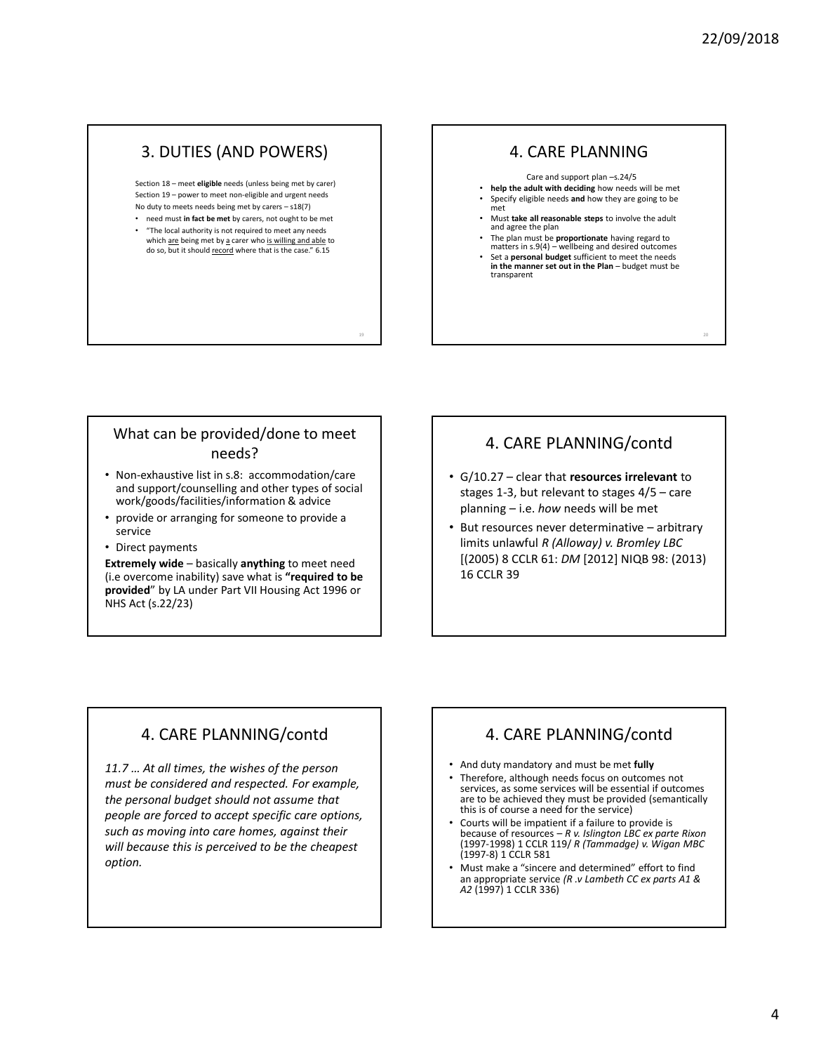## 3. DUTIES (AND POWERS)

Section 18 – meet **eligible** needs (unless being met by carer)
Section 19 – power to meet non-eligible and urgent needs
No duty to meets needs being met by carers – s18(7)

- need must **in fact be met** by carers, not ought to be met
- "The local authority is not required to meet any needs which are being met by a carer who is willing and able to do so, but it should record where that is the case." 6.15

## 4. CARE PLANNING

Care and support plan –s.24/5

- **help the adult with deciding** how needs will be met
- Specify eligible needs **and** how they are going to be met
- Must **take all reasonable steps** to involve the adult and agree the plan
- The plan must be **proportionate** having regard to matters in s.9(4) – wellbeing and desired outcomes
- Set a **personal budget** sufficient to meet the needs **in the manner set out in the Plan** – budget must be transparent

## What can be provided/done to meet needs?

- Non-exhaustive list in s.8: accommodation/care and support/counselling and other types of social work/goods/facilities/information & advice
- provide or arranging for someone to provide a service
- Direct payments

**Extremely wide** – basically **anything** to meet need (i.e overcome inability) save what is **"required to be provided**" by LA under Part VII Housing Act 1996 or NHS Act (s.22/23)

## 4. CARE PLANNING/contd

- G/10.27 – clear that **resources irrelevant** to stages 1-3, but relevant to stages 4/5 – care planning – i.e. *how* needs will be met
- But resources never determinative – arbitrary limits unlawful *R (Alloway) v. Bromley LBC* [(2005) 8 CCLR 61: *DM* [2012] NIQB 98: (2013) 16 CCLR 39

## 4. CARE PLANNING/contd

*11.7 … At all times, the wishes of the person must be considered and respected. For example, the personal budget should not assume that people are forced to accept specific care options, such as moving into care homes, against their will because this is perceived to be the cheapest option.*

## 4. CARE PLANNING/contd

- And duty mandatory and must be met **fully**
- Therefore, although needs focus on outcomes not services, as some services will be essential if outcomes are to be achieved they must be provided (semantically this is of course a need for the service)
- Courts will be impatient if a failure to provide is because of resources – *R v. Islington LBC ex parte Rixon* (1997-1998) 1 CCLR 119/ *R (Tammadge) v. Wigan MBC* (1997-8) 1 CCLR 581
- Must make a "sincere and determined" effort to find an appropriate service *(R .v Lambeth CC ex parts A1 & A2* (1997) 1 CCLR 336)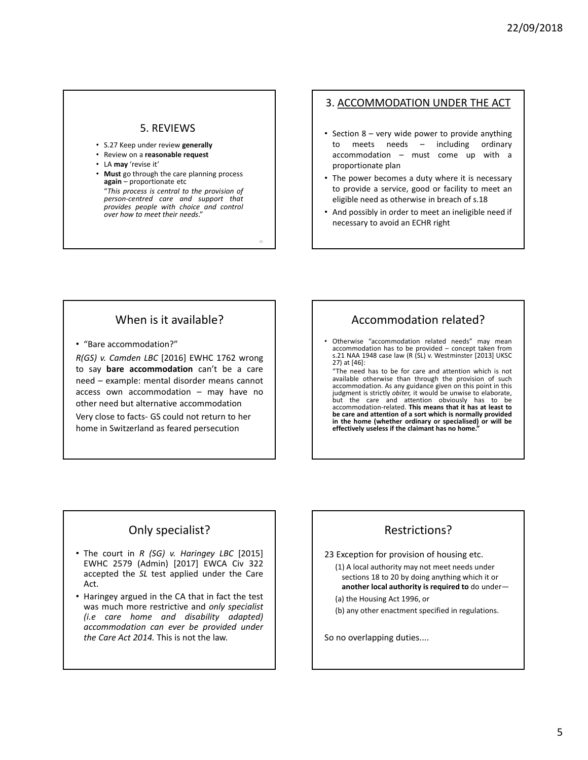## 5. REVIEWS

- S.27 Keep under review **generally**
- Review on a **reasonable request**
- LA **may** 'revise it'
- **Must** go through the care planning process **again** – proportionate etc

  "*This process is central to the provision of person-centred care and support that provides people with choice and control over how to meet their needs*."

## 3. ACCOMMODATION UNDER THE ACT

- Section 8 – very wide power to provide anything to meets needs – including ordinary accommodation – must come up with a proportionate plan
- The power becomes a duty where it is necessary to provide a service, good or facility to meet an eligible need as otherwise in breach of s.18
- And possibly in order to meet an ineligible need if necessary to avoid an ECHR right

## When is it available?

- "Bare accommodation?"

*R(GS) v. Camden LBC* [2016] EWHC 1762 wrong to say **bare accommodation** can't be a care need – example: mental disorder means cannot access own accommodation – may have no other need but alternative accommodation

Very close to facts- GS could not return to her home in Switzerland as feared persecution

## Accommodation related?

- Otherwise "accommodation related needs" may mean accommodation has to be provided – concept taken from s.21 NAA 1948 case law (R (SL) v. Westminster [2013] UKSC 27) at [46]:

  "The need has to be for care and attention which is not available otherwise than through the provision of such accommodation. As any guidance given on this point in this judgment is strictly *obiter,* it would be unwise to elaborate, but the care and attention obviously has to be accommodation-related. **This means that it has at least to be care and attention of a sort which is normally provided in the home (whether ordinary or specialised) or will be effectively useless if the claimant has no home."**

## Only specialist?

- The court in *R (SG) v. Haringey LBC* [2015] EWHC 2579 (Admin) [2017] EWCA Civ 322 accepted the *SL* test applied under the Care Act.
- Haringey argued in the CA that in fact the test was much more restrictive and *only specialist (i.e care home and disability adapted) accommodation can ever be provided under the Care Act 2014.* This is not the law.

## Restrictions?

23 Exception for provision of housing etc.

(1) A local authority may not meet needs under sections 18 to 20 by doing anything which it or **another local authority is required to** do under—

(a) the Housing Act 1996, or

(b) any other enactment specified in regulations.

So no overlapping duties....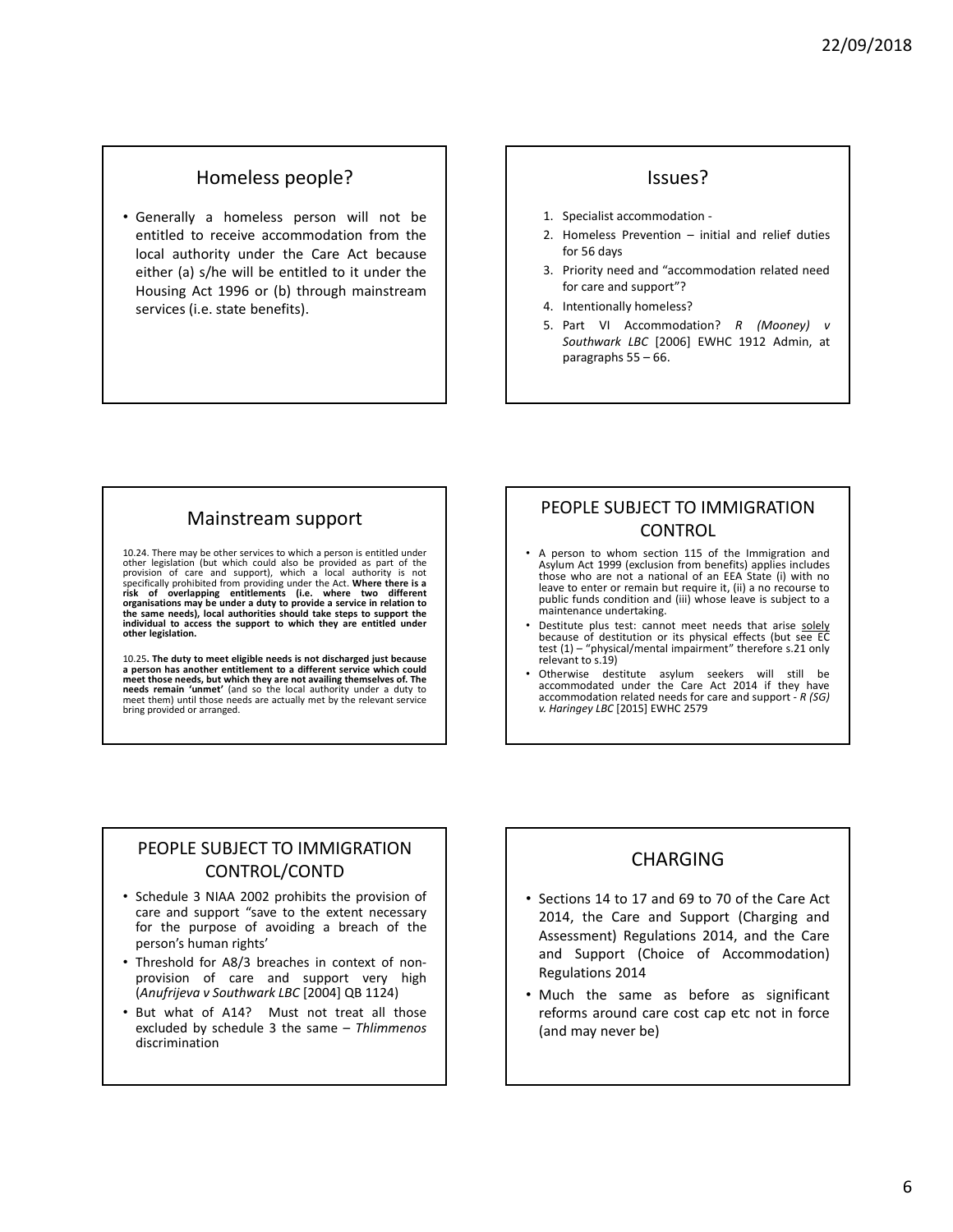## Homeless people?

- Generally a homeless person will not be entitled to receive accommodation from the local authority under the Care Act because either (a) s/he will be entitled to it under the Housing Act 1996 or (b) through mainstream services (i.e. state benefits).

## Issues?

1. Specialist accommodation -
2. Homeless Prevention – initial and relief duties for 56 days
3. Priority need and "accommodation related need for care and support"?
4. Intentionally homeless?
5. Part VI Accommodation? *R (Mooney) v Southwark LBC* [2006] EWHC 1912 Admin, at paragraphs 55 – 66.

## Mainstream support

10.24. There may be other services to which a person is entitled under other legislation (but which could also be provided as part of the provision of care and support), which a local authority is not specifically prohibited from providing under the Act. **Where there is a risk of overlapping entitlements (i.e. where two different organisations may be under a duty to provide a service in relation to the same needs), local authorities should take steps to support the individual to access the support to which they are entitled under other legislation.**

10.25**. The duty to meet eligible needs is not discharged just because a person has another entitlement to a different service which could meet those needs, but which they are not availing themselves of. The needs remain 'unmet'** (and so the local authority under a duty to meet them) until those needs are actually met by the relevant service bring provided or arranged.

## PEOPLE SUBJECT TO IMMIGRATION CONTROL

- A person to whom section 115 of the Immigration and Asylum Act 1999 (exclusion from benefits) applies includes those who are not a national of an EEA State (i) with no leave to enter or remain but require it, (ii) a no recourse to public funds condition and (iii) whose leave is subject to a maintenance undertaking.
- Destitute plus test: cannot meet needs that arise solely because of destitution or its physical effects (but see EC test (1) – "physical/mental impairment" therefore s.21 only relevant to s.19)
- Otherwise destitute asylum seekers will still be accommodated under the Care Act 2014 if they have accommodation related needs for care and support - *R (SG) v. Haringey LBC* [2015] EWHC 2579

## PEOPLE SUBJECT TO IMMIGRATION CONTROL/CONTD

- Schedule 3 NIAA 2002 prohibits the provision of care and support "save to the extent necessary for the purpose of avoiding a breach of the person's human rights'
- Threshold for A8/3 breaches in context of non-provision of care and support very high (*Anufrijeva v Southwark LBC* [2004] QB 1124)
- But what of A14? Must not treat all those excluded by schedule 3 the same – *Thlimmenos* discrimination

## CHARGING

- Sections 14 to 17 and 69 to 70 of the Care Act 2014, the Care and Support (Charging and Assessment) Regulations 2014, and the Care and Support (Choice of Accommodation) Regulations 2014
- Much the same as before as significant reforms around care cost cap etc not in force (and may never be)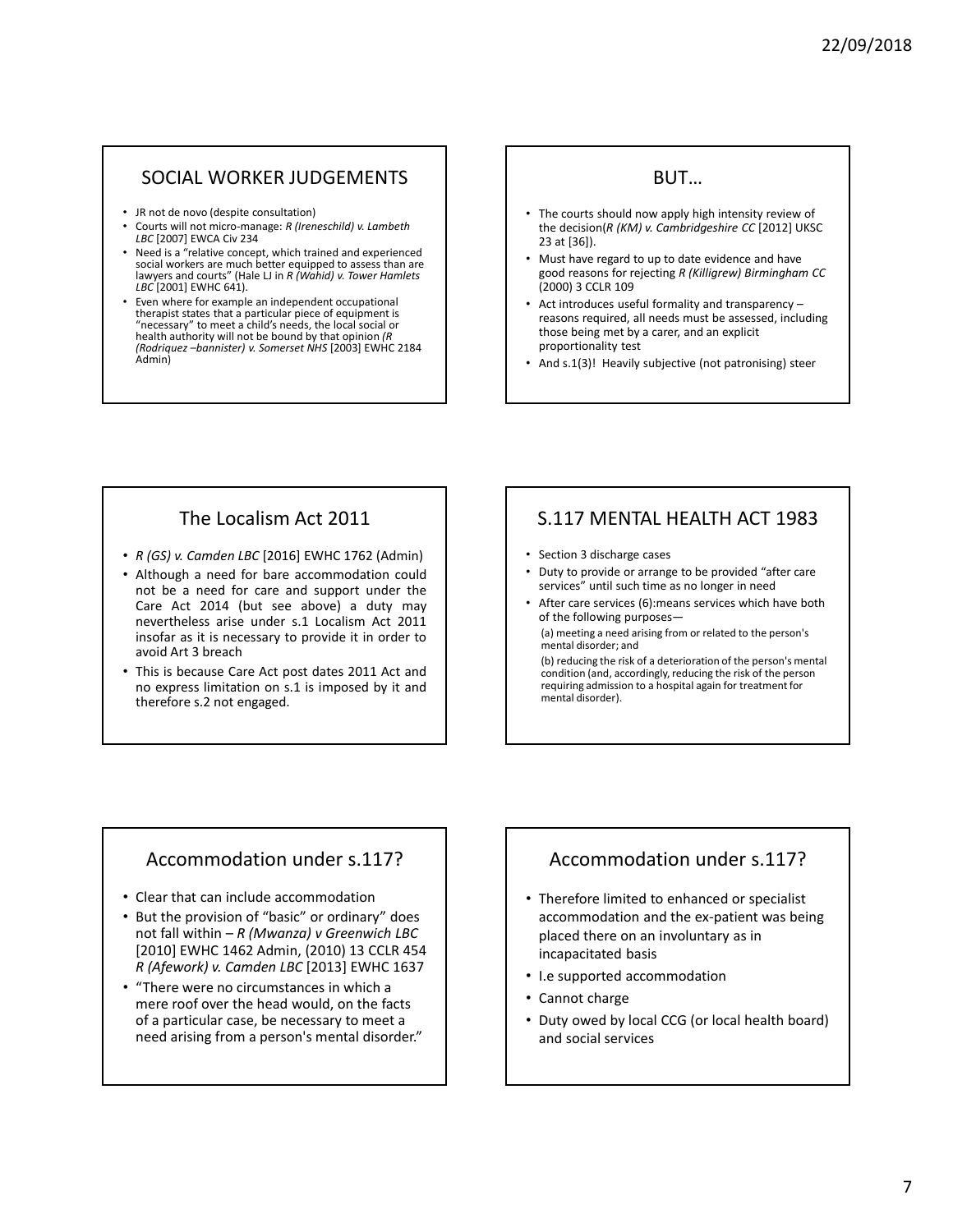## SOCIAL WORKER JUDGEMENTS

- JR not de novo (despite consultation)
- Courts will not micro-manage: *R (Ireneschild) v. Lambeth LBC* [2007] EWCA Civ 234
- Need is a "relative concept, which trained and experienced social workers are much better equipped to assess than are lawyers and courts" (Hale LJ in *R (Wahid) v. Tower Hamlets LBC* [2001] EWHC 641).
- Even where for example an independent occupational therapist states that a particular piece of equipment is "necessary" to meet a child's needs, the local social or health authority will not be bound by that opinion *(R (Rodriquez –bannister) v. Somerset NHS* [2003] EWHC 2184 Admin)

## BUT…

- The courts should now apply high intensity review of the decision(*R (KM) v. Cambridgeshire CC* [2012] UKSC 23 at [36]).
- Must have regard to up to date evidence and have good reasons for rejecting *R (Killigrew) Birmingham CC* (2000) 3 CCLR 109
- Act introduces useful formality and transparency – reasons required, all needs must be assessed, including those being met by a carer, and an explicit proportionality test
- And s.1(3)! Heavily subjective (not patronising) steer

## The Localism Act 2011

- *R (GS) v. Camden LBC* [2016] EWHC 1762 (Admin)
- Although a need for bare accommodation could not be a need for care and support under the Care Act 2014 (but see above) a duty may nevertheless arise under s.1 Localism Act 2011 insofar as it is necessary to provide it in order to avoid Art 3 breach
- This is because Care Act post dates 2011 Act and no express limitation on s.1 is imposed by it and therefore s.2 not engaged.

## S.117 MENTAL HEALTH ACT 1983

- Section 3 discharge cases
- Duty to provide or arrange to be provided "after care services" until such time as no longer in need
- After care services (6):means services which have both of the following purposes—

  (a) meeting a need arising from or related to the person's mental disorder; and

  (b) reducing the risk of a deterioration of the person's mental condition (and, accordingly, reducing the risk of the person requiring admission to a hospital again for treatment for mental disorder).

## Accommodation under s.117?

- Clear that can include accommodation
- But the provision of "basic" or ordinary" does not fall within – *R (Mwanza) v Greenwich LBC* [2010] EWHC 1462 Admin, (2010) 13 CCLR 454 *R (Afework) v. Camden LBC* [2013] EWHC 1637
- "There were no circumstances in which a mere roof over the head would, on the facts of a particular case, be necessary to meet a need arising from a person's mental disorder."

## Accommodation under s.117?

- Therefore limited to enhanced or specialist accommodation and the ex-patient was being placed there on an involuntary as in incapacitated basis
- I.e supported accommodation
- Cannot charge
- Duty owed by local CCG (or local health board) and social services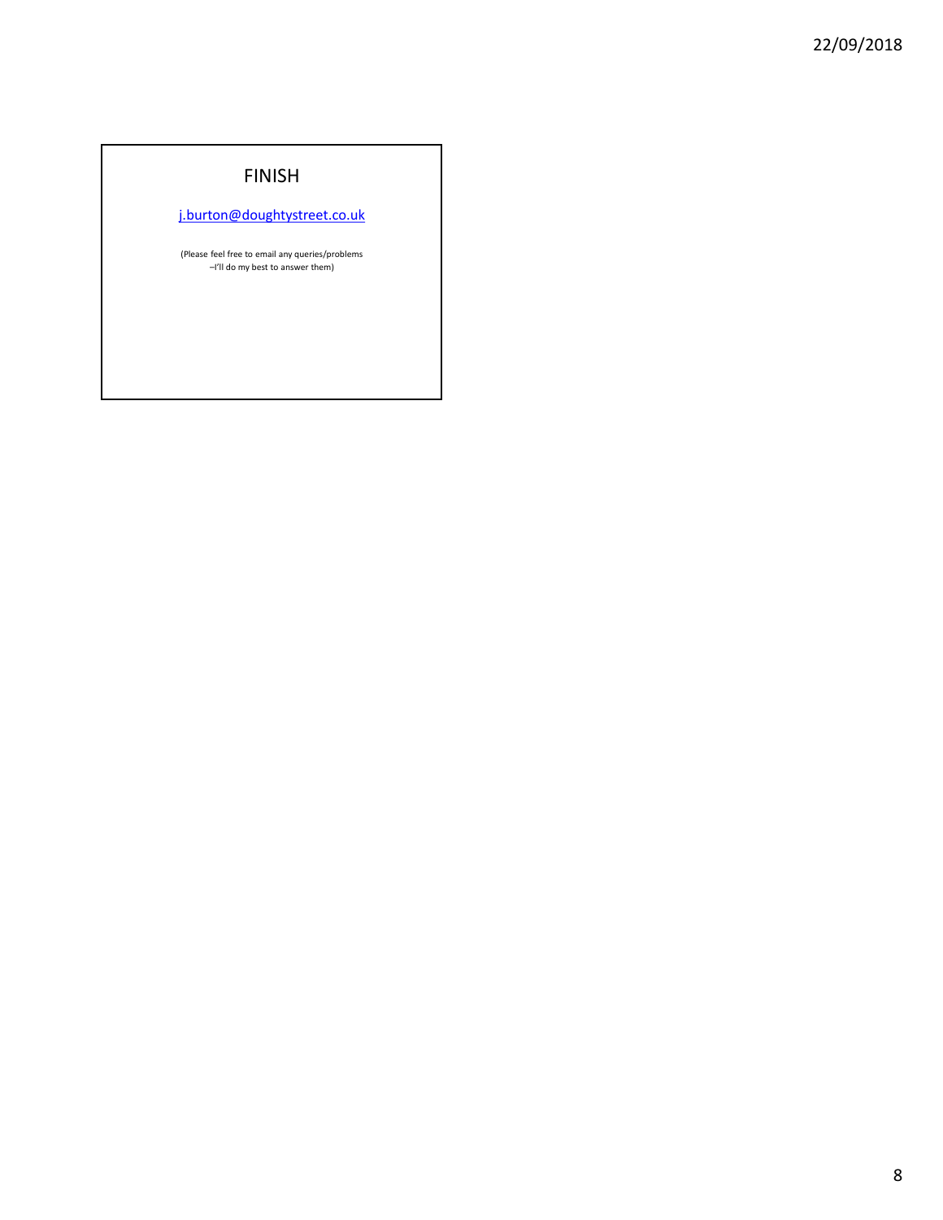# FINISH

j.burton@doughtystreet.co.uk

(Please feel free to email any queries/problems –I'll do my best to answer them)